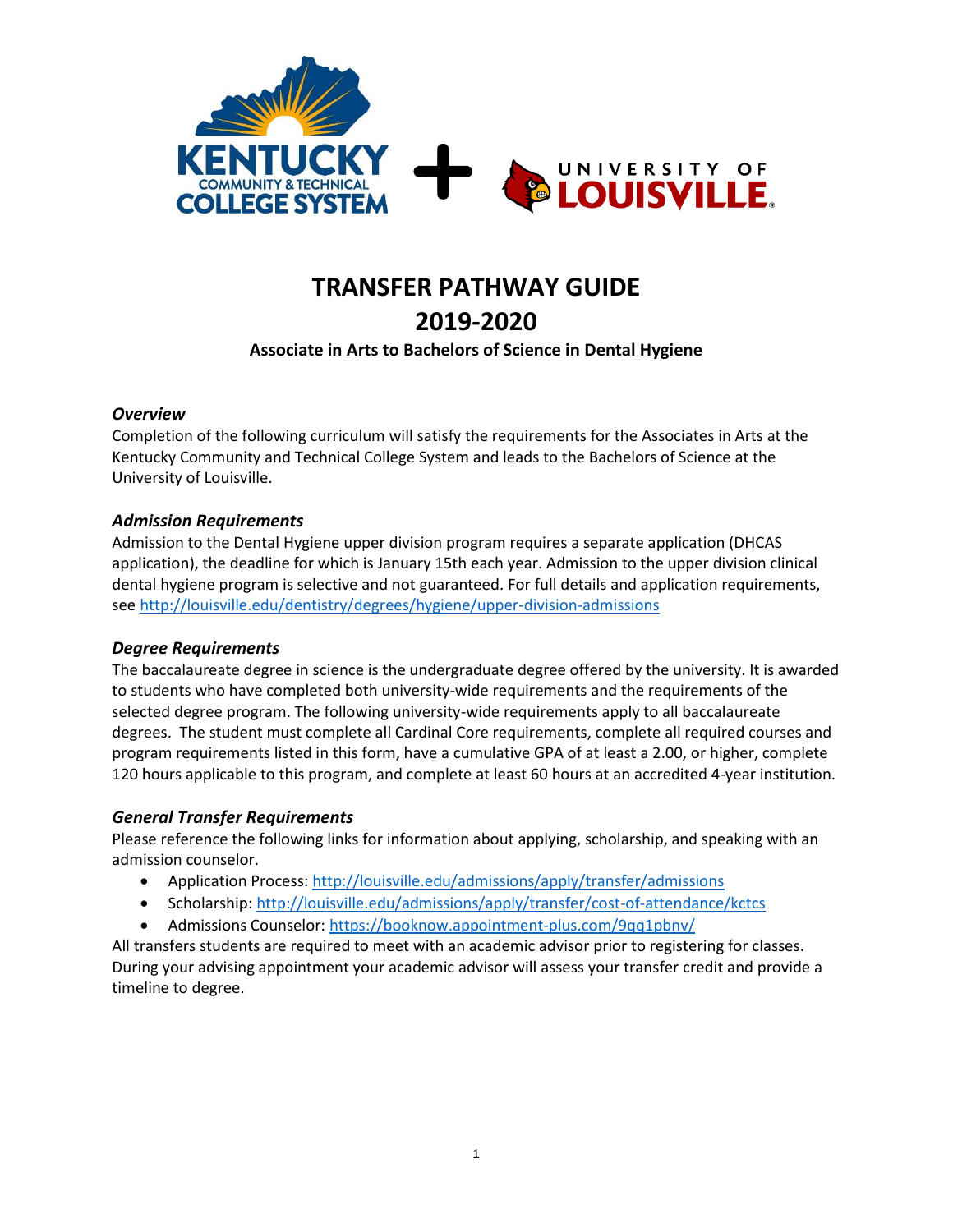# TRANSFER PATHWAY GUIDE

# 2019-2020

**Associate in Arts to Bachelors of Science in Dental Hygiene**

### *Overview*

Completion of the following curriculum will satisfy the requirements for the Associates in Arts at the Kentucky Community and Technical College System and leads to the Bachelors of Science at the University of Louisville.

### *Admission Requirements*

Admission to the Dental Hygiene upper division program requires a separate application (DHCAS application), the deadline for which is January 15th each year. Admission to the upper division clinical dental hygiene program is selective and not guaranteed. For full details and application requirements, see http://louisville.edu/dentistry/degrees/hygiene/upper-division-admissions

### *Degree Requirements*

The baccalaureate degree in science is the undergraduate degree offered by the university. It is awarded to students who have completed both university-wide requirements and the requirements of the selected degree program. The following university-wide requirements apply to all baccalaureate degrees. The student must complete all Cardinal Core requirements, complete all required courses and program requirements listed in this form, have a cumulative GPA of at least a 2.00, or higher, complete 120 hours applicable to this program, and complete at least 60 hours at an accredited 4-year institution.

### *General Transfer Requirements*

Please reference the following links for information about applying, scholarship, and speaking with an admission counselor.

- Application Process: http://louisville.edu/admissions/apply/transfer/admissions
- Scholarship: http://louisville.edu/admissions/apply/transfer/cost-of-attendance/kctcs
- Admissions Counselor: https://booknow.appointment-plus.com/9qq1pbnv/

All transfers students are required to meet with an academic advisor prior to registering for classes. During your advising appointment your academic advisor will assess your transfer credit and provide a timeline to degree.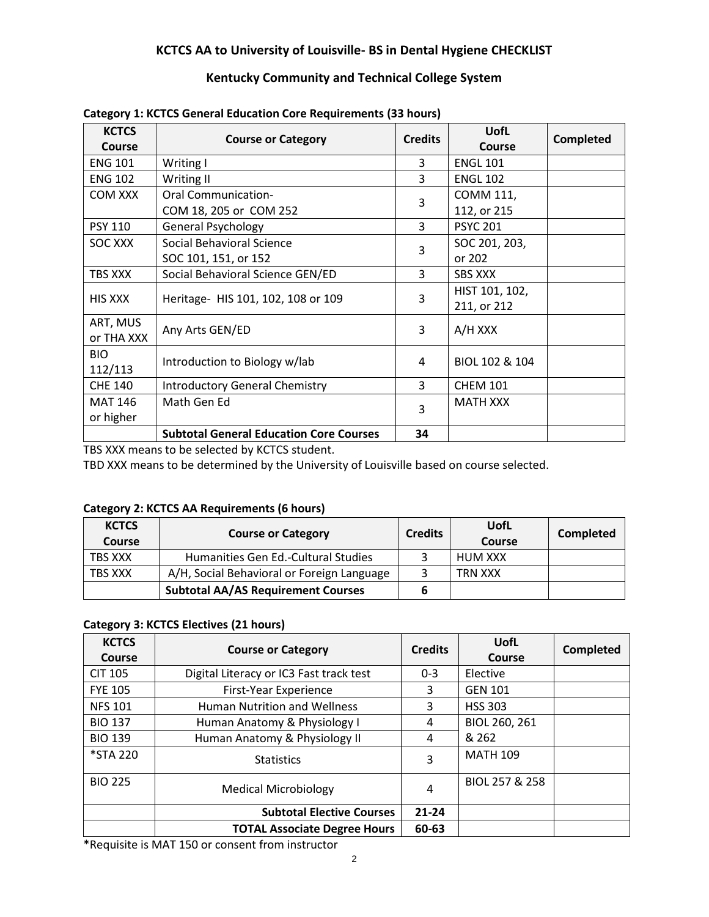# KCTCS AA to University of Louisville- BS in Dental Hygiene CHECKLIST

## Kentucky Community and Technical College System

**Category 1: KCTCS General Education Core Requirements (33 hours)**

| KCTCS Course | Course or Category | Credits | UofL Course | Completed |
|---|---|---|---|---|
| ENG 101 | Writing I | 3 | ENGL 101 | |
| ENG 102 | Writing II | 3 | ENGL 102 | |
| COM XXX | Oral Communication- COM 18, 205 or COM 252 | 3 | COMM 111, 112, or 215 | |
| PSY 110 | General Psychology | 3 | PSYC 201 | |
| SOC XXX | Social Behavioral Science SOC 101, 151, or 152 | 3 | SOC 201, 203, or 202 | |
| TBS XXX | Social Behavioral Science GEN/ED | 3 | SBS XXX | |
| HIS XXX | Heritage- HIS 101, 102, 108 or 109 | 3 | HIST 101, 102, 211, or 212 | |
| ART, MUS or THA XXX | Any Arts GEN/ED | 3 | A/H XXX | |
| BIO 112/113 | Introduction to Biology w/lab | 4 | BIOL 102 & 104 | |
| CHE 140 | Introductory General Chemistry | 3 | CHEM 101 | |
| MAT 146 or higher | Math Gen Ed | 3 | MATH XXX | |
| | **Subtotal General Education Core Courses** | **34** | | |

TBS XXX means to be selected by KCTCS student.

TBD XXX means to be determined by the University of Louisville based on course selected.

**Category 2: KCTCS AA Requirements (6 hours)**

| KCTCS Course | Course or Category | Credits | UofL Course | Completed |
|---|---|---|---|---|
| TBS XXX | Humanities Gen Ed.-Cultural Studies | 3 | HUM XXX | |
| TBS XXX | A/H, Social Behavioral or Foreign Language | 3 | TRN XXX | |
| | **Subtotal AA/AS Requirement Courses** | **6** | | |

**Category 3: KCTCS Electives (21 hours)**

| KCTCS Course | Course or Category | Credits | UofL Course | Completed |
|---|---|---|---|---|
| CIT 105 | Digital Literacy or IC3 Fast track test | 0-3 | Elective | |
| FYE 105 | First-Year Experience | 3 | GEN 101 | |
| NFS 101 | Human Nutrition and Wellness | 3 | HSS 303 | |
| BIO 137 | Human Anatomy & Physiology I | 4 | BIOL 260, 261 & 262 | |
| BIO 139 | Human Anatomy & Physiology II | 4 | | |
| *STA 220 | Statistics | 3 | MATH 109 | |
| BIO 225 | Medical Microbiology | 4 | BIOL 257 & 258 | |
| | **Subtotal Elective Courses** | **21-24** | | |
| | **TOTAL Associate Degree Hours** | **60-63** | | |

*Requisite is MAT 150 or consent from instructor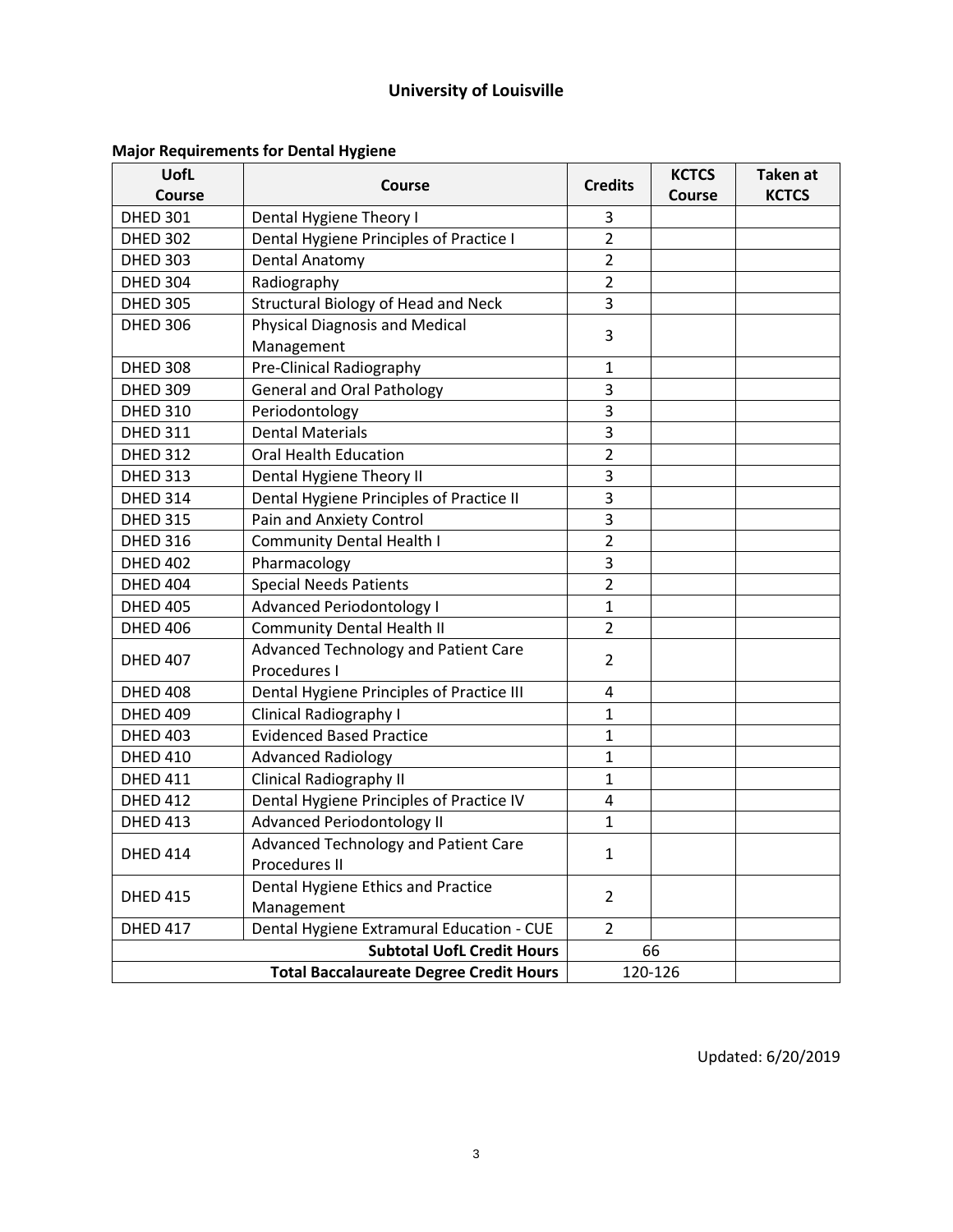# University of Louisville

**Major Requirements for Dental Hygiene**

| UofL Course | Course | Credits | KCTCS Course | Taken at KCTCS |
|---|---|---|---|---|
| DHED 301 | Dental Hygiene Theory I | 3 | | |
| DHED 302 | Dental Hygiene Principles of Practice I | 2 | | |
| DHED 303 | Dental Anatomy | 2 | | |
| DHED 304 | Radiography | 2 | | |
| DHED 305 | Structural Biology of Head and Neck | 3 | | |
| DHED 306 | Physical Diagnosis and Medical Management | 3 | | |
| DHED 308 | Pre-Clinical Radiography | 1 | | |
| DHED 309 | General and Oral Pathology | 3 | | |
| DHED 310 | Periodontology | 3 | | |
| DHED 311 | Dental Materials | 3 | | |
| DHED 312 | Oral Health Education | 2 | | |
| DHED 313 | Dental Hygiene Theory II | 3 | | |
| DHED 314 | Dental Hygiene Principles of Practice II | 3 | | |
| DHED 315 | Pain and Anxiety Control | 3 | | |
| DHED 316 | Community Dental Health I | 2 | | |
| DHED 402 | Pharmacology | 3 | | |
| DHED 404 | Special Needs Patients | 2 | | |
| DHED 405 | Advanced Periodontology I | 1 | | |
| DHED 406 | Community Dental Health II | 2 | | |
| DHED 407 | Advanced Technology and Patient Care Procedures I | 2 | | |
| DHED 408 | Dental Hygiene Principles of Practice III | 4 | | |
| DHED 409 | Clinical Radiography I | 1 | | |
| DHED 403 | Evidenced Based Practice | 1 | | |
| DHED 410 | Advanced Radiology | 1 | | |
| DHED 411 | Clinical Radiography II | 1 | | |
| DHED 412 | Dental Hygiene Principles of Practice IV | 4 | | |
| DHED 413 | Advanced Periodontology II | 1 | | |
| DHED 414 | Advanced Technology and Patient Care Procedures II | 1 | | |
| DHED 415 | Dental Hygiene Ethics and Practice Management | 2 | | |
| DHED 417 | Dental Hygiene Extramural Education - CUE | 2 | | |
| | **Subtotal UofL Credit Hours** | 66 | | |
| | **Total Baccalaureate Degree Credit Hours** | 120-126 | | |

Updated: 6/20/2019